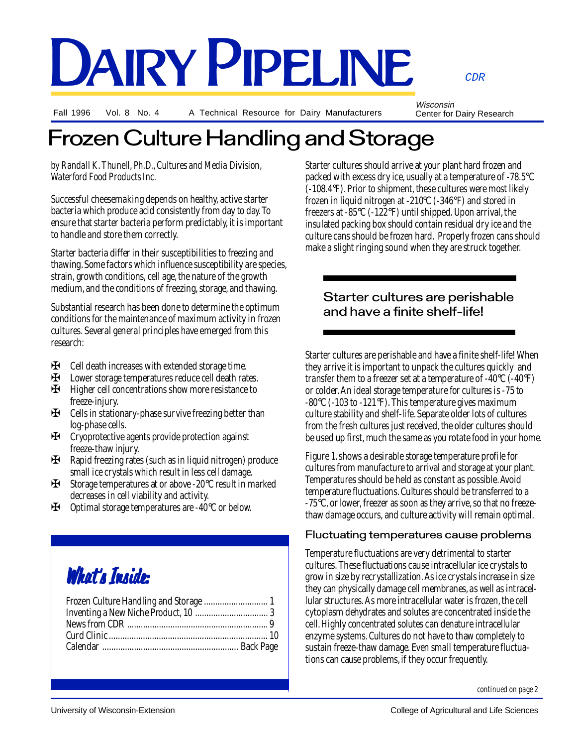# DAIRY PIPELINE

CDR

Fall 1996 Vol. 8 No. 4 A Technical Resource for Dairy Manufacturers

*Wisconsin* Center for Dairy Research

# Frozen Culture Handling and Storage

*by Randall K. Thunell, Ph.D., Cultures and Media Division, Waterford Food Products Inc.*

Successful cheesemaking depends on healthy, active starter bacteria which produce acid consistently from day to day. To ensure that starter bacteria perform predictably, it is important to handle and store them correctly.

Starter bacteria differ in their susceptibilities to freezing and thawing. Some factors which influence susceptibility are species, strain, growth conditions, cell age, the nature of the growth medium, and the conditions of freezing, storage, and thawing.

Substantial research has been done to determine the optimum conditions for the maintenance of maximum activity in frozen cultures. Several general principles have emerged from this research:

- Cell death increases with extended storage time.
- Lower storage temperatures reduce cell death rates.
- Higher cell concentrations show more resistance to freeze-injury.
- Cells in stationary-phase survive freezing better than log-phase cells.
- Cryoprotective agents provide protection against freeze-thaw injury.
- Rapid freezing rates (such as in liquid nitrogen) produce small ice crystals which result in less cell damage.
- Storage temperatures at or above -20°C result in marked decreases in cell viability and activity.
- Optimal storage temperatures are -40°C or below.

## What's Inside:

| | |
|---|---|
| Frozen Culture Handling and Storage | 1 |
| Inventing a New Niche Product, 10 | 3 |
| News from CDR | 9 |
| Curd Clinic | 10 |
| Calendar | Back Page |

Starter cultures should arrive at your plant hard frozen and packed with excess dry ice, usually at a temperature of -78.5°C (-108.4°F). Prior to shipment, these cultures were most likely frozen in liquid nitrogen at -210°C (-346°F) and stored in freezers at -85°C (-122°F) until shipped. Upon arrival, the insulated packing box should contain residual dry ice and the culture cans should be frozen hard. Properly frozen cans should make a slight ringing sound when they are struck together.

**Starter cultures are perishable and have a finite shelf-life!**

Starter cultures are perishable and have a finite shelf-life! When they arrive it is important to unpack the cultures quickly and transfer them to a freezer set at a temperature of -40°C (-40°F) or colder. An ideal storage temperature for cultures is -75 to -80°C (-103 to -121°F). This temperature gives maximum culture stability and shelf-life. Separate older lots of cultures from the fresh cultures just received, the older cultures should be used up first, much the same as you rotate food in your home.

Figure 1. shows a desirable storage temperature profile for cultures from manufacture to arrival and storage at your plant. Temperatures should be held as constant as possible. Avoid temperature fluctuations. Cultures should be transferred to a -75°C, or lower, freezer as soon as they arrive, so that no freeze-thaw damage occurs, and culture activity will remain optimal.

### Fluctuating temperatures cause problems

Temperature fluctuations are very detrimental to starter cultures. These fluctuations cause intracellular ice crystals to grow in size by recrystallization. As ice crystals increase in size they can physically damage cell membranes, as well as intracellular structures. As more intracellular water is frozen, the cell cytoplasm dehydrates and solutes are concentrated inside the cell. Highly concentrated solutes can denature intracellular enzyme systems. Cultures do not have to thaw completely to sustain freeze-thaw damage. Even small temperature fluctuations can cause problems, if they occur frequently.

*continued on page 2*

University of Wisconsin-Extension College of Agricultural and Life Sciences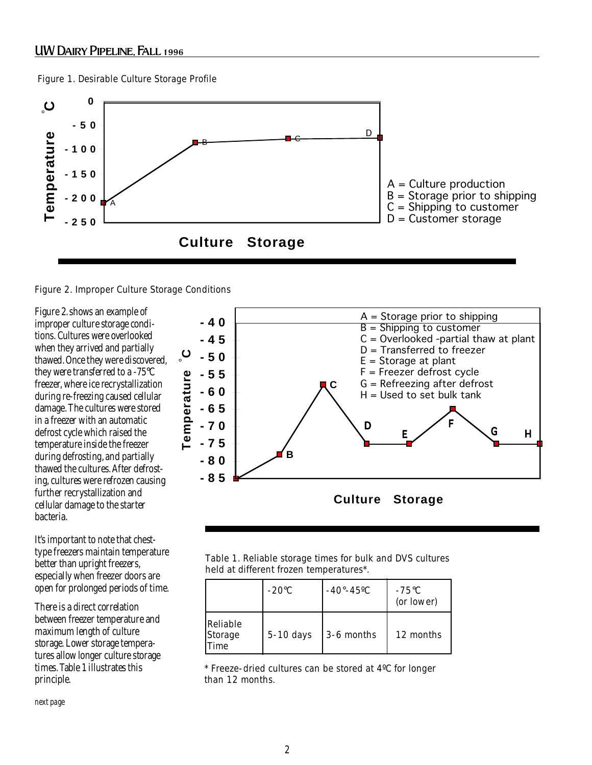Figure 1. Desirable Culture Storage Profile

A = Culture production
B = Storage prior to shipping
C = Shipping to customer
D = Customer storage

Figure 2. Improper Culture Storage Conditions

A = Storage prior to shipping
B = Shipping to customer
C = Overlooked -partial thaw at plant
D = Transferred to freezer
E = Storage at plant
F = Freezer defrost cycle
G = Refreezing after defrost
H = Used to set bulk tank

Figure 2. shows an example of improper culture storage conditions. Cultures were overlooked when they arrived and partially thawed. Once they were discovered, they were transferred to a -75°C freezer, where ice recrystallization during re-freezing caused cellular damage. The cultures were stored in a freezer with an automatic defrost cycle which raised the temperature inside the freezer during defrosting, and partially thawed the cultures. After defrosting, cultures were refrozen causing further recrystallization and cellular damage to the starter bacteria.

It's important to note that chest-type freezers maintain temperature better than upright freezers, especially when freezer doors are open for prolonged periods of time.

There is a direct correlation between freezer temperature and maximum length of culture storage. Lower storage temperatures allow longer culture storage times. Table 1 illustrates this principle.

Table 1. Reliable storage times for bulk and DVS cultures held at different frozen temperatures*.

| | -20°C | -40°-45ºC | -75°C (or lower) |
|---|---|---|---|
| Reliable Storage Time | 5-10 days | 3-6 months | 12 months |

* Freeze-dried cultures can be stored at 4ºC for longer than 12 months.

*next page*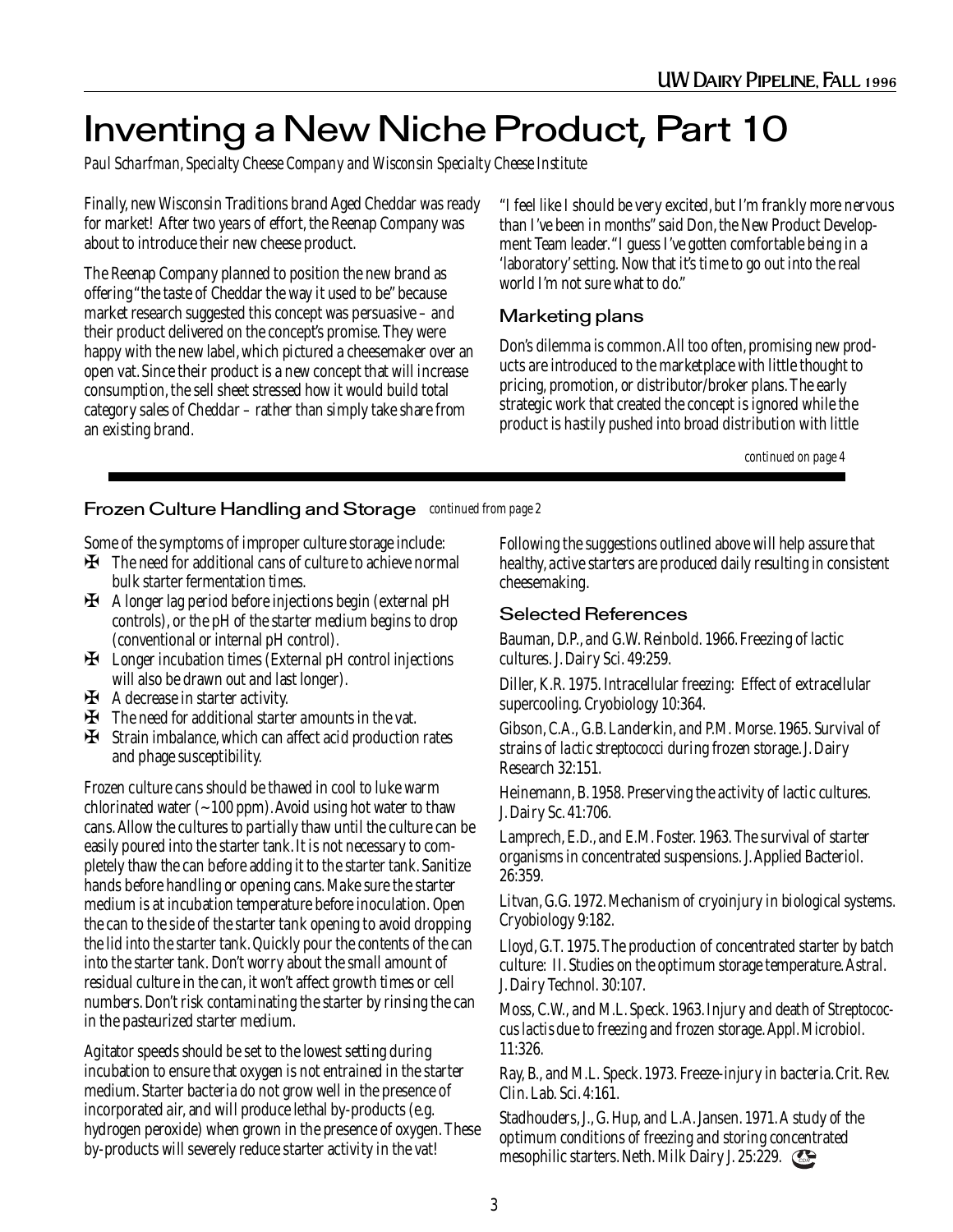# Inventing a New Niche Product, Part 10

*Paul Scharfman, Specialty Cheese Company and Wisconsin Specialty Cheese Institute*

Finally, new Wisconsin Traditions brand Aged Cheddar was ready for market! After two years of effort, the Reenap Company was about to introduce their new cheese product.

The Reenap Company planned to position the new brand as offering "the taste of Cheddar the way it used to be" because market research suggested this concept was persuasive – and their product delivered on the concept's promise. They were happy with the new label, which pictured a cheesemaker over an open vat. Since their product is a new concept that will increase consumption, the sell sheet stressed how it would build total category sales of Cheddar – rather than simply take share from an existing brand.

"I feel like I should be very excited, but I'm frankly more nervous than I've been in months" said Don, the New Product Development Team leader. "I guess I've gotten comfortable being in a 'laboratory' setting. Now that it's time to go out into the real world I'm not sure what to do."

## Marketing plans

Don's dilemma is common. All too often, promising new products are introduced to the marketplace with little thought to pricing, promotion, or distributor/broker plans. The early strategic work that created the concept is ignored while the product is hastily pushed into broad distribution with little

*continued on page 4*

---

## Frozen Culture Handling and Storage *continued from page 2*

Some of the symptoms of improper culture storage include:

- The need for additional cans of culture to achieve normal bulk starter fermentation times.
- A longer lag period before injections begin (external pH controls), or the pH of the starter medium begins to drop (conventional or internal pH control).
- Longer incubation times (External pH control injections will also be drawn out and last longer).
- A decrease in starter activity.
- The need for additional starter amounts in the vat.
- Strain imbalance, which can affect acid production rates and phage susceptibility.

Frozen culture cans should be thawed in cool to luke warm chlorinated water (~100 ppm). Avoid using hot water to thaw cans. Allow the cultures to partially thaw until the culture can be easily poured into the starter tank. It is not necessary to completely thaw the can before adding it to the starter tank. Sanitize hands before handling or opening cans. Make sure the starter medium is at incubation temperature before inoculation. Open the can to the side of the starter tank opening to avoid dropping the lid into the starter tank. Quickly pour the contents of the can into the starter tank. Don't worry about the small amount of residual culture in the can, it won't affect growth times or cell numbers. Don't risk contaminating the starter by rinsing the can in the pasteurized starter medium.

Agitator speeds should be set to the lowest setting during incubation to ensure that oxygen is not entrained in the starter medium. Starter bacteria do not grow well in the presence of incorporated air, and will produce lethal by-products (e.g. hydrogen peroxide) when grown in the presence of oxygen. These by-products will severely reduce starter activity in the vat!

Following the suggestions outlined above will help assure that healthy, active starters are produced daily resulting in consistent cheesemaking.

### Selected References

Bauman, D.P., and G.W. Reinbold. 1966. Freezing of lactic cultures. J. Dairy Sci. 49:259.

Diller, K.R. 1975. Intracellular freezing: Effect of extracellular supercooling. Cryobiology 10:364.

Gibson, C.A., G.B. Landerkin, and P.M. Morse. 1965. Survival of strains of *lactic streptococci* during frozen storage. J. Dairy Research 32:151.

Heinemann, B. 1958. Preserving the activity of lactic cultures. J. Dairy Sc. 41:706.

Lamprech, E.D., and E.M. Foster. 1963. The survival of starter organisms in concentrated suspensions. J. Applied Bacteriol. 26:359.

Litvan, G.G. 1972. Mechanism of cryoinjury in biological systems. Cryobiology 9:182.

Lloyd, G.T. 1975. The production of concentrated starter by batch culture: II. Studies on the optimum storage temperature. Astral. J. Dairy Technol. 30:107.

Moss, C.W., and M.L. Speck. 1963. Injury and death of *Streptococcus lactis* due to freezing and frozen storage. Appl. Microbiol. 11:326.

Ray, B., and M.L. Speck. 1973. Freeze-injury in bacteria. Crit. Rev. Clin. Lab. Sci. 4:161.

Stadhouders, J., G. Hup, and L.A. Jansen. 1971. A study of the optimum conditions of freezing and storing concentrated mesophilic starters. Neth. Milk Dairy J. 25:229.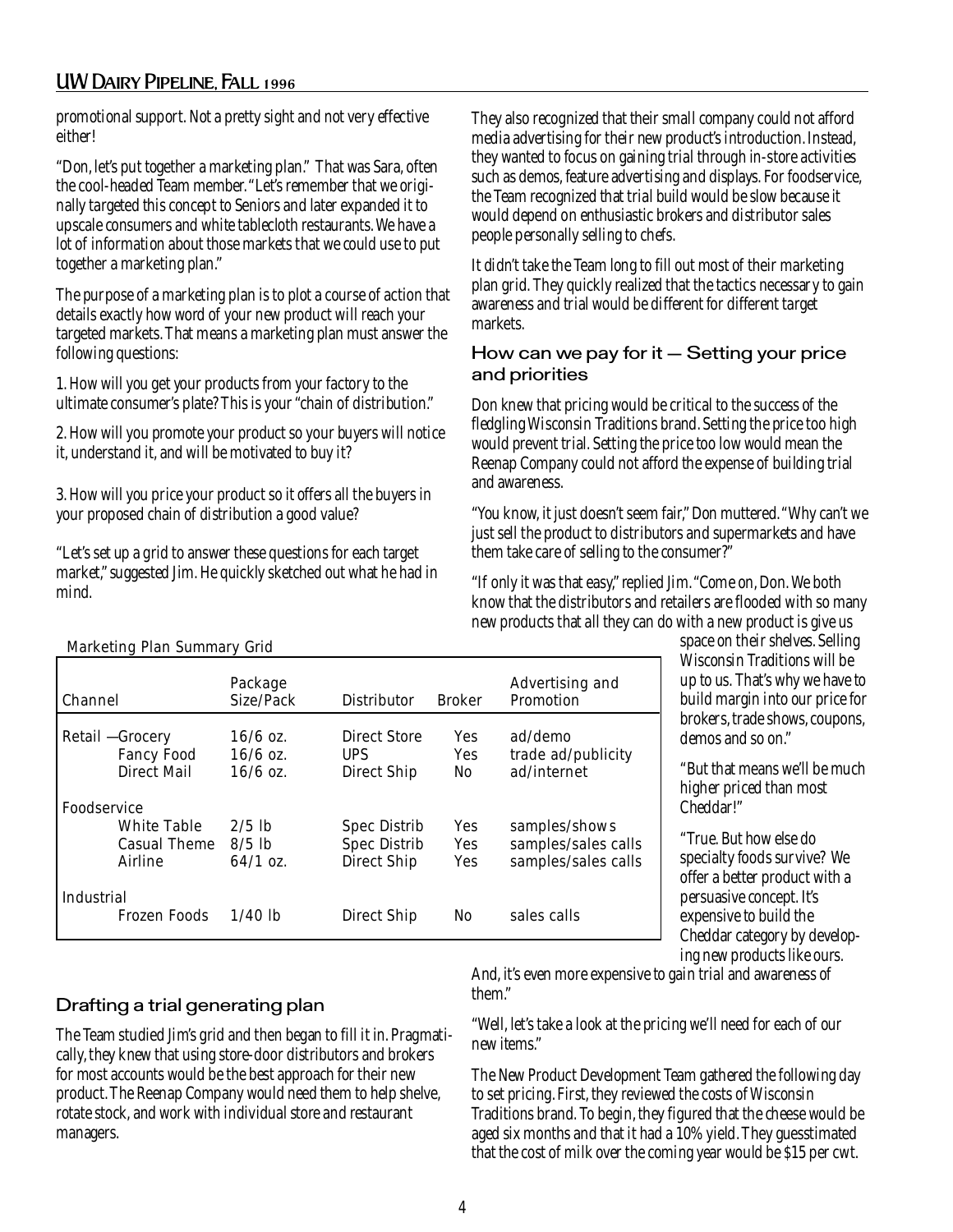promotional support. Not a pretty sight and not very effective either!

"Don, let's put together a marketing plan." That was Sara, often the cool-headed Team member. "Let's remember that we originally targeted this concept to Seniors and later expanded it to upscale consumers and white tablecloth restaurants. We have a lot of information about those markets that we could use to put together a marketing plan."

The purpose of a marketing plan is to plot a course of action that details exactly how word of your new product will reach your targeted markets. That means a marketing plan must answer the following questions:

1. How will you get your products from your factory to the ultimate consumer's plate? This is your "chain of distribution."

2. How will you promote your product so your buyers will notice it, understand it, and will be motivated to buy it?

3. How will you price your product so it offers all the buyers in your proposed chain of distribution a good value?

"Let's set up a grid to answer these questions for each target market," suggested Jim. He quickly sketched out what he had in mind.

Marketing Plan Summary Grid

| Channel | Package Size/Pack | Distributor | Broker | Advertising and Promotion |
|---|---|---|---|---|
| Retail — Grocery | 16/6 oz. | Direct Store | Yes | ad/demo |
| Fancy Food | 16/6 oz. | UPS | Yes | trade ad/publicity |
| Direct Mail | 16/6 oz. | Direct Ship | No | ad/internet |
| Foodservice | | | | |
| White Table | 2/5 lb | Spec Distrib | Yes | samples/shows |
| Casual Theme | 8/5 lb | Spec Distrib | Yes | samples/sales calls |
| Airline | 64/1 oz. | Direct Ship | Yes | samples/sales calls |
| Industrial | | | | |
| Frozen Foods | 1/40 lb | Direct Ship | No | sales calls |

## Drafting a trial generating plan

The Team studied Jim's grid and then began to fill it in. Pragmatically, they knew that using store-door distributors and brokers for most accounts would be the best approach for their new product. The Reenap Company would need them to help shelve, rotate stock, and work with individual store and restaurant managers.

They also recognized that their small company could not afford media advertising for their new product's introduction. Instead, they wanted to focus on gaining trial through in-store activities such as demos, feature advertising and displays. For foodservice, the Team recognized that trial build would be slow because it would depend on enthusiastic brokers and distributor sales people personally selling to chefs.

It didn't take the Team long to fill out most of their marketing plan grid. They quickly realized that the tactics necessary to gain awareness and trial would be different for different target markets.

## How can we pay for it — Setting your price and priorities

Don knew that pricing would be critical to the success of the fledgling Wisconsin Traditions brand. Setting the price too high would prevent trial. Setting the price too low would mean the Reenap Company could not afford the expense of building trial and awareness.

"You know, it just doesn't seem fair," Don muttered. "Why can't we just sell the product to distributors and supermarkets and have them take care of selling to the consumer?"

"If only it was that easy," replied Jim. "Come on, Don. We both know that the distributors and retailers are flooded with so many new products that all they can do with a new product is give us space on their shelves. Selling Wisconsin Traditions will be up to us. That's why we have to build margin into our price for brokers, trade shows, coupons, demos and so on."

"But that means we'll be much higher priced than most Cheddar!"

"True. But how else do specialty foods survive? We offer a better product with a persuasive concept. It's expensive to build the Cheddar category by developing new products like ours. And, it's even more expensive to gain trial and awareness of them."

"Well, let's take a look at the pricing we'll need for each of our new items."

The New Product Development Team gathered the following day to set pricing. First, they reviewed the costs of Wisconsin Traditions brand. To begin, they figured that the cheese would be aged six months and that it had a 10% yield. They guesstimated that the cost of milk over the coming year would be $15 per cwt.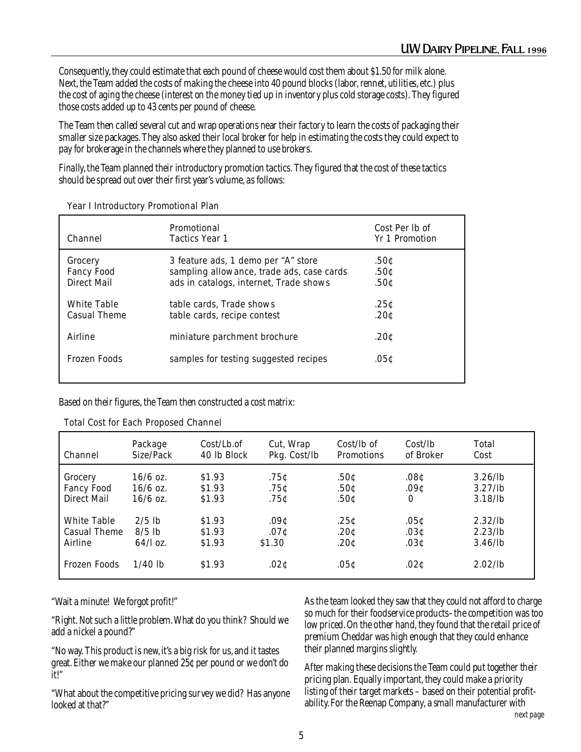Consequently, they could estimate that each pound of cheese would cost them about $1.50 for milk alone. Next, the Team added the costs of making the cheese into 40 pound blocks (labor, rennet, utilities, etc.) plus the cost of aging the cheese (interest on the money tied up in inventory plus cold storage costs). They figured those costs added up to 43 cents per pound of cheese.

The Team then called several cut and wrap operations near their factory to learn the costs of packaging their smaller size packages. They also asked their local broker for help in estimating the costs they could expect to pay for brokerage in the channels where they planned to use brokers.

Finally, the Team planned their introductory promotion tactics. They figured that the cost of these tactics should be spread out over their first year's volume, as follows:

Year I Introductory Promotional Plan

| Channel | Promotional Tactics Year 1 | Cost Per lb of Yr 1 Promotion |
|---|---|---|
| Grocery | 3 feature ads, 1 demo per "A" store | .50¢ |
| Fancy Food | sampling allowance, trade ads, case cards | .50¢ |
| Direct Mail | ads in catalogs, internet, Trade shows | .50¢ |
| White Table | table cards, Trade shows | .25¢ |
| Casual Theme | table cards, recipe contest | .20¢ |
| Airline | miniature parchment brochure | .20¢ |
| Frozen Foods | samples for testing suggested recipes | .05¢ |

Based on their figures, the Team then constructed a cost matrix:

Total Cost for Each Proposed Channel

| Channel | Package Size/Pack | Cost/Lb.of 40 lb Block | Cut, Wrap Pkg. Cost/lb | Cost/lb of Promotions | Cost/lb of Broker | Total Cost |
|---|---|---|---|---|---|---|
| Grocery | 16/6 oz. | $1.93 | .75¢ | .50¢ | .08¢ | 3.26/lb |
| Fancy Food | 16/6 oz. | $1.93 | .75¢ | .50¢ | .09¢ | 3.27/lb |
| Direct Mail | 16/6 oz. | $1.93 | .75¢ | .50¢ | 0 | 3.18/lb |
| White Table | 2/5 lb | $1.93 | .09¢ | .25¢ | .05¢ | 2.32/lb |
| Casual Theme | 8/5 lb | $1.93 | .07¢ | .20¢ | .03¢ | 2.23/lb |
| Airline | 64/l oz. | $1.93 | $1.30 | .20¢ | .03¢ | 3.46/lb |
| Frozen Foods | 1/40 lb | $1.93 | .02¢ | .05¢ | .02¢ | 2.02/lb |

"Wait a minute! We forgot profit!"

"Right. Not such a little problem. What do you think? Should we add a nickel a pound?"

"No way. This product is new, it's a big risk for us, and it tastes great. Either we make our planned 25¢ per pound or we don't do it!"

"What about the competitive pricing survey we did? Has anyone looked at that?"

As the team looked they saw that they could not afford to charge so much for their foodservice products–the competition was too low priced. On the other hand, they found that the retail price of premium Cheddar was high enough that they could enhance their planned margins slightly.

After making these decisions the Team could put together their pricing plan. Equally important, they could make a priority listing of their target markets – based on their potential profitability. For the Reenap Company, a small manufacturer with

*next page*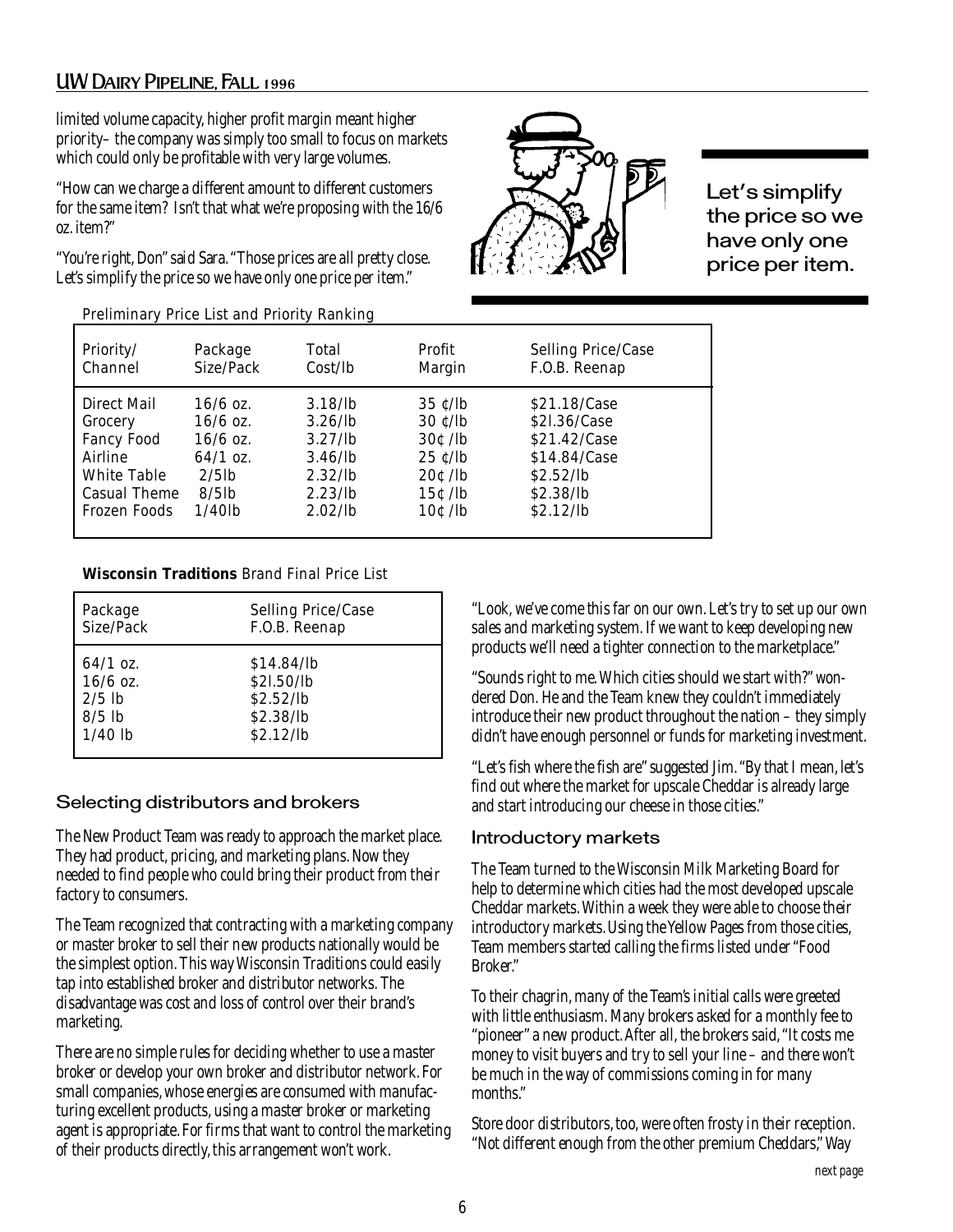limited volume capacity, higher profit margin meant higher priority– the company was simply too small to focus on markets which could only be profitable with very large volumes.

"How can we charge a different amount to different customers for the same item? Isn't that what we're proposing with the 16/6 oz. item?"

"You're right, Don" said Sara. "Those prices are all pretty close. Let's simplify the price so we have only one price per item."

Let's simplify the price so we have only one price per item.

Preliminary Price List and Priority Ranking

| Priority/ Channel | Package Size/Pack | Total Cost/lb | Profit Margin | Selling Price/Case F.O.B. Reenap |
|---|---|---|---|---|
| Direct Mail | 16/6 oz. | 3.18/lb | 35 ¢/lb | $21.18/Case |
| Grocery | 16/6 oz. | 3.26/lb | 30 ¢/lb | $2l.36/Case |
| Fancy Food | 16/6 oz. | 3.27/lb | 30¢ /lb | $21.42/Case |
| Airline | 64/1 oz. | 3.46/lb | 25 ¢/lb | $14.84/Case |
| White Table | 2/5lb | 2.32/lb | 20¢ /lb | $2.52/lb |
| Casual Theme | 8/5lb | 2.23/lb | 15¢ /lb | $2.38/lb |
| Frozen Foods | 1/40lb | 2.02/lb | 10¢ /lb | $2.12/lb |

**Wisconsin Traditions** Brand Final Price List

| Package Size/Pack | Selling Price/Case F.O.B. Reenap |
|---|---|
| 64/1 oz. | $14.84/lb |
| 16/6 oz. | $2l.50/lb |
| 2/5 lb | $2.52/lb |
| 8/5 lb | $2.38/lb |
| 1/40 lb | $2.12/lb |

## Selecting distributors and brokers

The New Product Team was ready to approach the market place. They had product, pricing, and marketing plans. Now they needed to find people who could bring their product from their factory to consumers.

The Team recognized that contracting with a marketing company or master broker to sell their new products nationally would be the simplest option. This way Wisconsin Traditions could easily tap into established broker and distributor networks. The disadvantage was cost and loss of control over their brand's marketing.

There are no simple rules for deciding whether to use a master broker or develop your own broker and distributor network. For small companies, whose energies are consumed with manufacturing excellent products, using a master broker or marketing agent is appropriate. For firms that want to control the marketing of their products directly, this arrangement won't work.

"Look, we've come this far on our own. Let's try to set up our own sales and marketing system. If we want to keep developing new products we'll need a tighter connection to the marketplace."

"Sounds right to me. Which cities should we start with?" wondered Don. He and the Team knew they couldn't immediately introduce their new product throughout the nation – they simply didn't have enough personnel or funds for marketing investment.

"Let's fish where the fish are" suggested Jim. "By that I mean, let's find out where the market for upscale Cheddar is already large and start introducing our cheese in those cities."

### Introductory markets

The Team turned to the Wisconsin Milk Marketing Board for help to determine which cities had the most developed upscale Cheddar markets. Within a week they were able to choose their introductory markets. Using the Yellow Pages from those cities, Team members started calling the firms listed under "Food Broker."

To their chagrin, many of the Team's initial calls were greeted with little enthusiasm. Many brokers asked for a monthly fee to "pioneer" a new product. After all, the brokers said, "It costs me money to visit buyers and try to sell your line – and there won't be much in the way of commissions coming in for many months."

Store door distributors, too, were often frosty in their reception. "Not different enough from the other premium Cheddars," Way

*next page*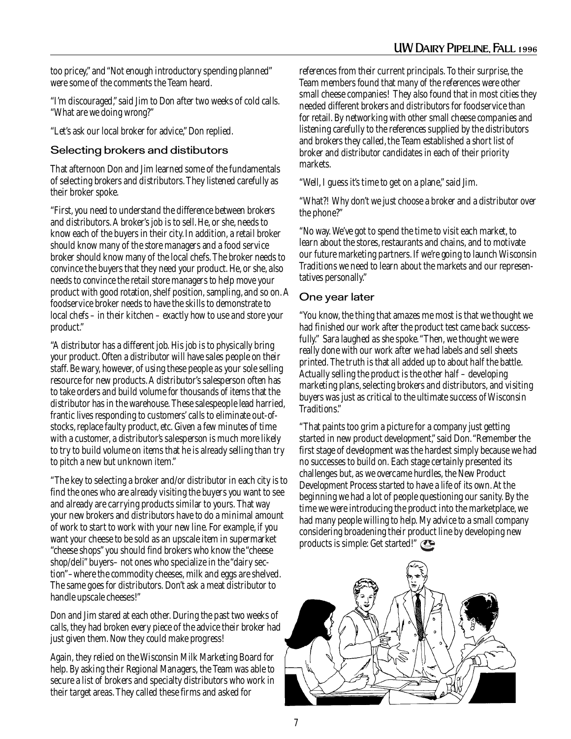too pricey," and "Not enough introductory spending planned" were some of the comments the Team heard.

"I'm discouraged," said Jim to Don after two weeks of cold calls. "What are we doing wrong?"

"Let's ask our local broker for advice," Don replied.

## Selecting brokers and distibutors

That afternoon Don and Jim learned some of the fundamentals of selecting brokers and distributors. They listened carefully as their broker spoke.

"First, you need to understand the difference between brokers and distributors. A broker's job is to sell. He, or she, needs to know each of the buyers in their city. In addition, a retail broker should know many of the store managers and a food service broker should know many of the local chefs. The broker needs to convince the buyers that they need your product. He, or she, also needs to convince the retail store managers to help move your product with good rotation, shelf position, sampling, and so on. A foodservice broker needs to have the skills to demonstrate to local chefs – in their kitchen – exactly how to use and store your product."

"A distributor has a different job. His job is to physically bring your product. Often a distributor will have sales people on their staff. Be wary, however, of using these people as your sole selling resource for new products. A distributor's salesperson often has to take orders and build volume for thousands of items that the distributor has in the warehouse. These salespeople lead harried, frantic lives responding to customers' calls to eliminate out-of-stocks, replace faulty product, etc. Given a few minutes of time with a customer, a distributor's salesperson is much more likely to try to build volume on items that he is already selling than try to pitch a new but unknown item."

"The key to selecting a broker and/or distributor in each city is to find the ones who are already visiting the buyers you want to see and already are carrying products similar to yours. That way your new brokers and distributors have to do a minimal amount of work to start to work with your new line. For example, if you want your cheese to be sold as an upscale item in supermarket "cheese shops" you should find brokers who know the "cheese shop/deli" buyers– not ones who specialize in the "dairy section"– where the commodity cheeses, milk and eggs are shelved. The same goes for distributors. Don't ask a meat distributor to handle upscale cheeses!"

Don and Jim stared at each other. During the past two weeks of calls, they had broken every piece of the advice their broker had just given them. Now they could make progress!

Again, they relied on the Wisconsin Milk Marketing Board for help. By asking their Regional Managers, the Team was able to secure a list of brokers and specialty distributors who work in their target areas. They called these firms and asked for references from their current principals. To their surprise, the Team members found that many of the references were other small cheese companies! They also found that in most cities they needed different brokers and distributors for foodservice than for retail. By networking with other small cheese companies and listening carefully to the references supplied by the distributors and brokers they called, the Team established a short list of broker and distributor candidates in each of their priority markets.

"Well, I guess it's time to get on a plane," said Jim.

"What?! Why don't we just choose a broker and a distributor over the phone?"

"No way. We've got to spend the time to visit each market, to learn about the stores, restaurants and chains, and to motivate our future marketing partners. If we're going to launch Wisconsin Traditions we need to learn about the markets and our representatives personally."

## One year later

"You know, the thing that amazes me most is that we thought we had finished our work after the product test came back successfully." Sara laughed as she spoke. "Then, we thought we were really done with our work after we had labels and sell sheets printed. The truth is that all added up to about half the battle. Actually selling the product is the other half – developing marketing plans, selecting brokers and distributors, and visiting buyers was just as critical to the ultimate success of Wisconsin Traditions."

"That paints too grim a picture for a company just getting started in new product development," said Don. "Remember the first stage of development was the hardest simply because we had no successes to build on. Each stage certainly presented its challenges but, as we overcame hurdles, the New Product Development Process started to have a life of its own. At the beginning we had a lot of people questioning our sanity. By the time we were introducing the product into the marketplace, we had many people willing to help. My advice to a small company considering broadening their product line by developing new products is simple: Get started!"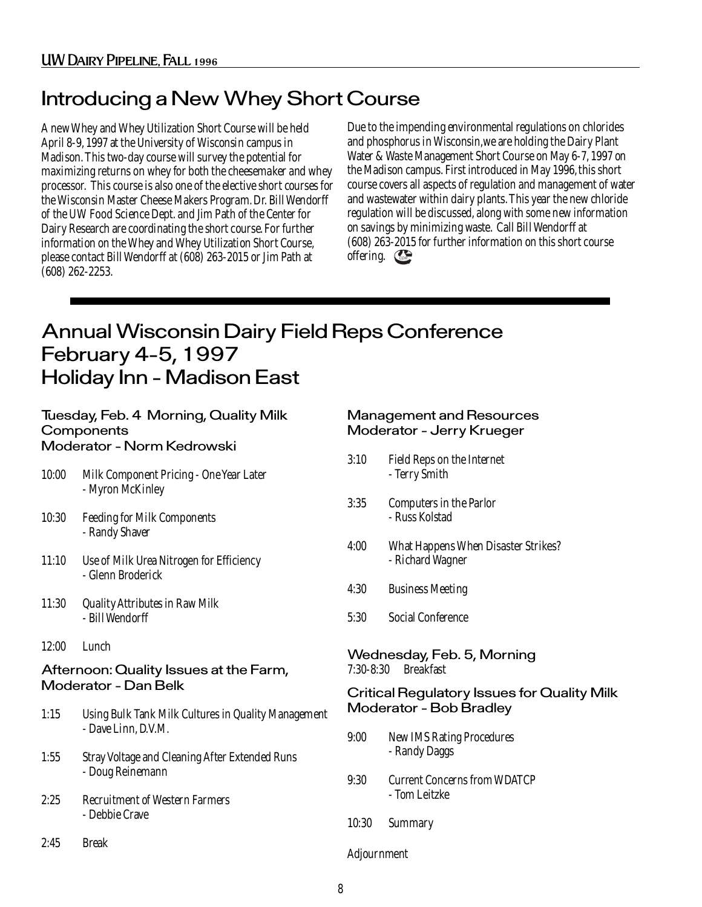# Introducing a New Whey Short Course

A new Whey and Whey Utilization Short Course will be held April 8-9, 1997 at the University of Wisconsin campus in Madison. This two-day course will survey the potential for maximizing returns on whey for both the cheesemaker and whey processor. This course is also one of the elective short courses for the Wisconsin Master Cheese Makers Program. Dr. Bill Wendorff of the UW Food Science Dept. and Jim Path of the Center for Dairy Research are coordinating the short course. For further information on the Whey and Whey Utilization Short Course, please contact Bill Wendorff at (608) 263-2015 or Jim Path at (608) 262-2253.

Due to the impending environmental regulations on chlorides and phosphorus in Wisconsin, we are holding the Dairy Plant Water & Waste Management Short Course on May 6-7, 1997 on the Madison campus. First introduced in May 1996, this short course covers all aspects of regulation and management of water and wastewater within dairy plants. This year the new chloride regulation will be discussed, along with some new information on savings by minimizing waste. Call Bill Wendorff at (608) 263-2015 for further information on this short course offering.

# Annual Wisconsin Dairy Field Reps Conference
# February 4-5, 1997
# Holiday Inn - Madison East

### Tuesday, Feb. 4 Morning, Quality Milk Components
### Moderator - Norm Kedrowski

10:00 Milk Component Pricing - One Year Later
- Myron McKinley

10:30 Feeding for Milk Components
- Randy Shaver

11:10 Use of Milk Urea Nitrogen for Efficiency
- Glenn Broderick

11:30 Quality Attributes in Raw Milk
- Bill Wendorff

12:00 Lunch

### Afternoon: Quality Issues at the Farm, Moderator - Dan Belk

1:15 Using Bulk Tank Milk Cultures in Quality Management
- Dave Linn, D.V.M.

1:55 Stray Voltage and Cleaning After Extended Runs
- Doug Reinemann

2:25 Recruitment of Western Farmers
- Debbie Crave

2:45 Break

### Management and Resources
### Moderator - Jerry Krueger

3:10 Field Reps on the Internet
- Terry Smith

3:35 Computers in the Parlor
- Russ Kolstad

4:00 What Happens When Disaster Strikes?
- Richard Wagner

4:30 Business Meeting

5:30 Social Conference

### Wednesday, Feb. 5, Morning

7:30-8:30 Breakfast

### Critical Regulatory Issues for Quality Milk
### Moderator - Bob Bradley

9:00 New IMS Rating Procedures
- Randy Daggs

9:30 Current Concerns from WDATCP
- Tom Leitzke

10:30 Summary

Adjournment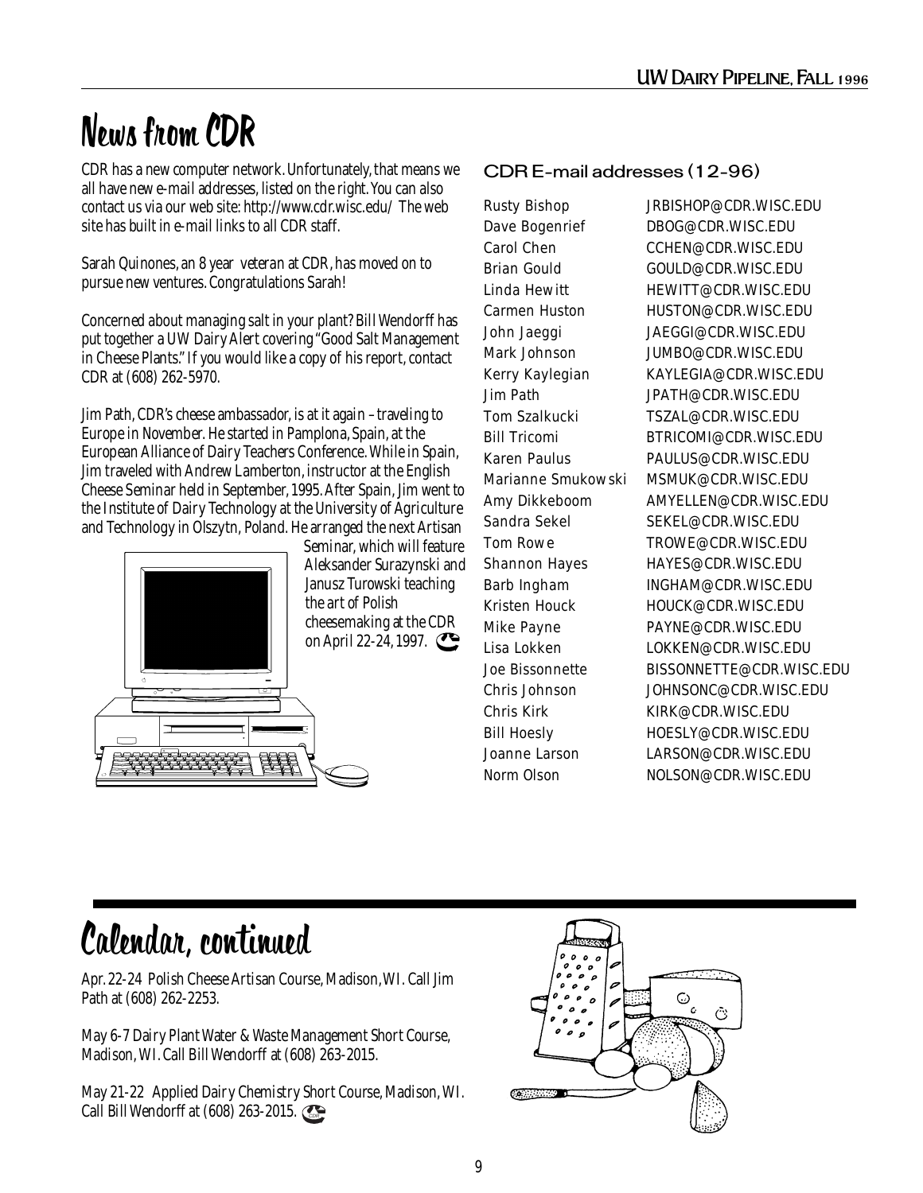# News from CDR

CDR has a new computer network. Unfortunately, that means we all have new e-mail addresses, listed on the right. You can also contact us via our web site: http://www.cdr.wisc.edu/ The web site has built in e-mail links to all CDR staff.

Sarah Quinones, an 8 year veteran at CDR, has moved on to pursue new ventures. Congratulations Sarah!

Concerned about managing salt in your plant? Bill Wendorff has put together a UW Dairy Alert covering "Good Salt Management in Cheese Plants." If you would like a copy of his report, contact CDR at (608) 262-5970.

Jim Path, CDR's cheese ambassador, is at it again – traveling to Europe in November. He started in Pamplona, Spain, at the European Alliance of Dairy Teachers Conference. While in Spain, Jim traveled with Andrew Lamberton, instructor at the English Cheese Seminar held in September, 1995. After Spain, Jim went to the Institute of Dairy Technology at the University of Agriculture and Technology in Olszytn, Poland. He arranged the next Artisan Seminar, which will feature Aleksander Surazynski and Janusz Turowski teaching the art of Polish cheesemaking at the CDR on April 22-24, 1997.

## CDR E-mail addresses (12-96)

| Name | E-mail |
|---|---|
| Rusty Bishop | JRBISHOP@CDR.WISC.EDU |
| Dave Bogenrief | DBOG@CDR.WISC.EDU |
| Carol Chen | CCHEN@CDR.WISC.EDU |
| Brian Gould | GOULD@CDR.WISC.EDU |
| Linda Hewitt | HEWITT@CDR.WISC.EDU |
| Carmen Huston | HUSTON@CDR.WISC.EDU |
| John Jaeggi | JAEGGI@CDR.WISC.EDU |
| Mark Johnson | JUMBO@CDR.WISC.EDU |
| Kerry Kaylegian | KAYLEGIA@CDR.WISC.EDU |
| Jim Path | JPATH@CDR.WISC.EDU |
| Tom Szalkucki | TSZAL@CDR.WISC.EDU |
| Bill Tricomi | BTRICOMI@CDR.WISC.EDU |
| Karen Paulus | PAULUS@CDR.WISC.EDU |
| Marianne Smukowski | MSMUK@CDR.WISC.EDU |
| Amy Dikkeboom | AMYELLEN@CDR.WISC.EDU |
| Sandra Sekel | SEKEL@CDR.WISC.EDU |
| Tom Rowe | TROWE@CDR.WISC.EDU |
| Shannon Hayes | HAYES@CDR.WISC.EDU |
| Barb Ingham | INGHAM@CDR.WISC.EDU |
| Kristen Houck | HOUCK@CDR.WISC.EDU |
| Mike Payne | PAYNE@CDR.WISC.EDU |
| Lisa Lokken | LOKKEN@CDR.WISC.EDU |
| Joe Bissonnette | BISSONNETTE@CDR.WISC.EDU |
| Chris Johnson | JOHNSONC@CDR.WISC.EDU |
| Chris Kirk | KIRK@CDR.WISC.EDU |
| Bill Hoesly | HOESLY@CDR.WISC.EDU |
| Joanne Larson | LARSON@CDR.WISC.EDU |
| Norm Olson | NOLSON@CDR.WISC.EDU |

# Calendar, continued

Apr. 22-24 Polish Cheese Artisan Course, Madison, WI. Call Jim Path at (608) 262-2253.

May 6-7 Dairy Plant Water & Waste Management Short Course, Madison, WI. Call Bill Wendorff at (608) 263-2015.

May 21-22 Applied Dairy Chemistry Short Course, Madison, WI. Call Bill Wendorff at (608) 263-2015.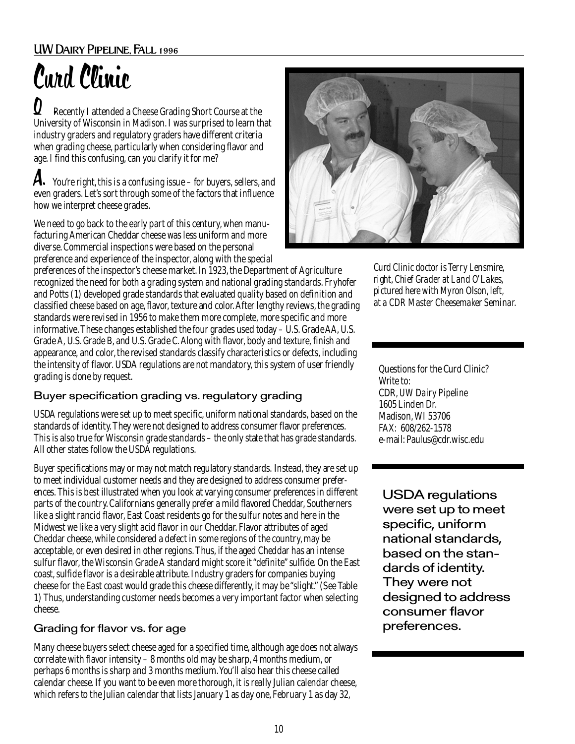# Curd Clinic

**Q.** Recently I attended a Cheese Grading Short Course at the University of Wisconsin in Madison. I was surprised to learn that industry graders and regulatory graders have different criteria when grading cheese, particularly when considering flavor and age. I find this confusing, can you clarify it for me?

**A.** You're right, this is a confusing issue – for buyers, sellers, and even graders. Let's sort through some of the factors that influence how we interpret cheese grades.

We need to go back to the early part of this century, when manufacturing American Cheddar cheese was less uniform and more diverse. Commercial inspections were based on the personal preference and experience of the inspector, along with the special preferences of the inspector's cheese market. In 1923, the Department of Agriculture recognized the need for both a grading system and national grading standards. Fryhofer and Potts (1) developed grade standards that evaluated quality based on definition and classified cheese based on age, flavor, texture and color. After lengthy reviews, the grading standards were revised in 1956 to make them more complete, more specific and more informative. These changes established the four grades used today – U.S. Grade AA, U.S. Grade A, U.S. Grade B, and U.S. Grade C. Along with flavor, body and texture, finish and appearance, and color, the revised standards classify characteristics or defects, including the intensity of flavor. USDA regulations are not mandatory, this system of user friendly grading is done by request.

*Curd Clinic doctor is Terry Lensmire, right, Chief Grader at Land O'Lakes, pictured here with Myron Olson, left, at a CDR Master Cheesemaker Seminar.*

*Questions for the Curd Clinic?*
*Write to:*
*CDR, UW Dairy Pipeline*
*1605 Linden Dr.*
*Madison, WI 53706*
*FAX: 608/262-1578*
*e-mail: Paulus@cdr.wisc.edu*

## Buyer specification grading vs. regulatory grading

USDA regulations were set up to meet specific, uniform national standards, based on the standards of identity. They were not designed to address consumer flavor preferences. This is also true for Wisconsin grade standards – the only state that has grade standards. All other states follow the USDA regulations.

Buyer specifications may or may not match regulatory standards. Instead, they are set up to meet individual customer needs and they are designed to address consumer preferences. This is best illustrated when you look at varying consumer preferences in different parts of the country. Californians generally prefer a mild flavored Cheddar, Southerners like a slight rancid flavor, East Coast residents go for the sulfur notes and here in the Midwest we like a very slight acid flavor in our Cheddar. Flavor attributes of aged Cheddar cheese, while considered a defect in some regions of the country, may be acceptable, or even desired in other regions. Thus, if the aged Cheddar has an intense sulfur flavor, the Wisconsin Grade A standard might score it "definite" sulfide. On the East coast, sulfide flavor is a desirable attribute. Industry graders for companies buying cheese for the East coast would grade this cheese differently, it may be "slight." (See Table 1) Thus, understanding customer needs becomes a very important factor when selecting cheese.

**USDA regulations were set up to meet specific, uniform national standards, based on the standards of identity. They were not designed to address consumer flavor preferences.**

## Grading for flavor vs. for age

Many cheese buyers select cheese aged for a specified time, although age does not always correlate with flavor intensity – 8 months old may be sharp, 4 months medium, or perhaps 6 months is sharp and 3 months medium. You'll also hear this cheese called calendar cheese. If you want to be even more thorough, it is really Julian calendar cheese, which refers to the Julian calendar that lists January 1 as day one, February 1 as day 32,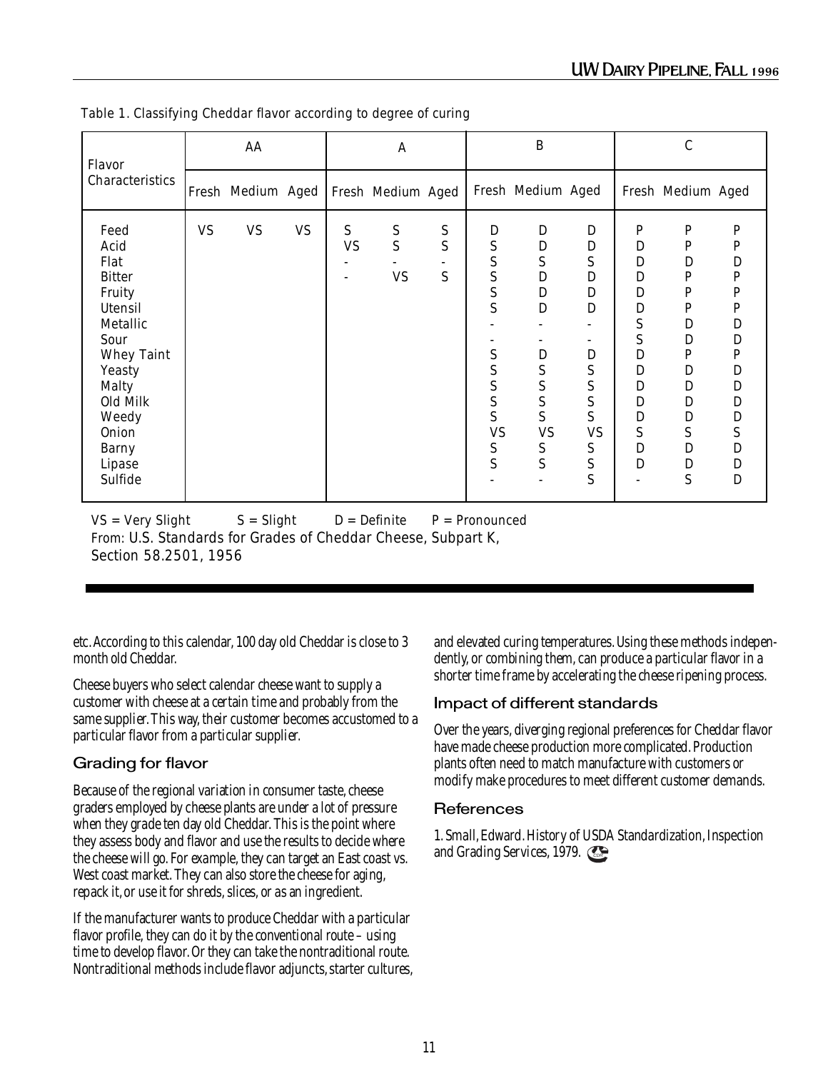Table 1. Classifying Cheddar flavor according to degree of curing

| Flavor Characteristics | AA | | | A | | | B | | | C | | |
|---|---|---|---|---|---|---|---|---|---|---|---|---|
| | Fresh | Medium | Aged | Fresh | Medium | Aged | Fresh | Medium | Aged | Fresh | Medium | Aged |
| Feed | VS | VS | VS | S | S | S | D | D | D | P | P | P |
| Acid | | | | VS | S | S | S | D | D | D | P | P |
| Flat | | | | - | - | - | S | S | S | D | D | D |
| Bitter | | | | - | VS | S | S | D | D | D | P | P |
| Fruity | | | | | | | S | D | D | D | P | P |
| Utensil | | | | | | | S | D | D | D | P | P |
| Metallic | | | | | | | - | - | - | S | D | D |
| Sour | | | | | | | - | - | - | S | D | D |
| Whey Taint | | | | | | | S | D | D | D | P | P |
| Yeasty | | | | | | | S | S | S | D | D | D |
| Malty | | | | | | | S | S | S | D | D | D |
| Old Milk | | | | | | | S | S | S | D | D | D |
| Weedy | | | | | | | S | S | S | D | D | D |
| Onion | | | | | | | VS | VS | VS | S | S | S |
| Barny | | | | | | | S | S | S | D | D | D |
| Lipase | | | | | | | S | S | S | D | D | D |
| Sulfide | | | | | | | - | - | S | - | S | D |

VS = Very Slight  S = Slight  D = Definite  P = Pronounced

From: U.S. Standards for Grades of Cheddar Cheese, Subpart K, Section 58.2501, 1956

etc. According to this calendar, 100 day old Cheddar is close to 3 month old Cheddar.

Cheese buyers who select calendar cheese want to supply a customer with cheese at a certain time and probably from the same supplier. This way, their customer becomes accustomed to a particular flavor from a particular supplier.

## Grading for flavor

Because of the regional variation in consumer taste, cheese graders employed by cheese plants are under a lot of pressure when they grade ten day old Cheddar. This is the point where they assess body and flavor and use the results to decide where the cheese will go. For example, they can target an East coast vs. West coast market. They can also store the cheese for aging, repack it, or use it for shreds, slices, or as an ingredient.

If the manufacturer wants to produce Cheddar with a particular flavor profile, they can do it by the conventional route – using time to develop flavor. Or they can take the nontraditional route. Nontraditional methods include flavor adjuncts, starter cultures, and elevated curing temperatures. Using these methods independently, or combining them, can produce a particular flavor in a shorter time frame by accelerating the cheese ripening process.

## Impact of different standards

Over the years, diverging regional preferences for Cheddar flavor have made cheese production more complicated. Production plants often need to match manufacture with customers or modify make procedures to meet different customer demands.

## References

1. Small, Edward. History of USDA Standardization, Inspection and Grading Services, 1979.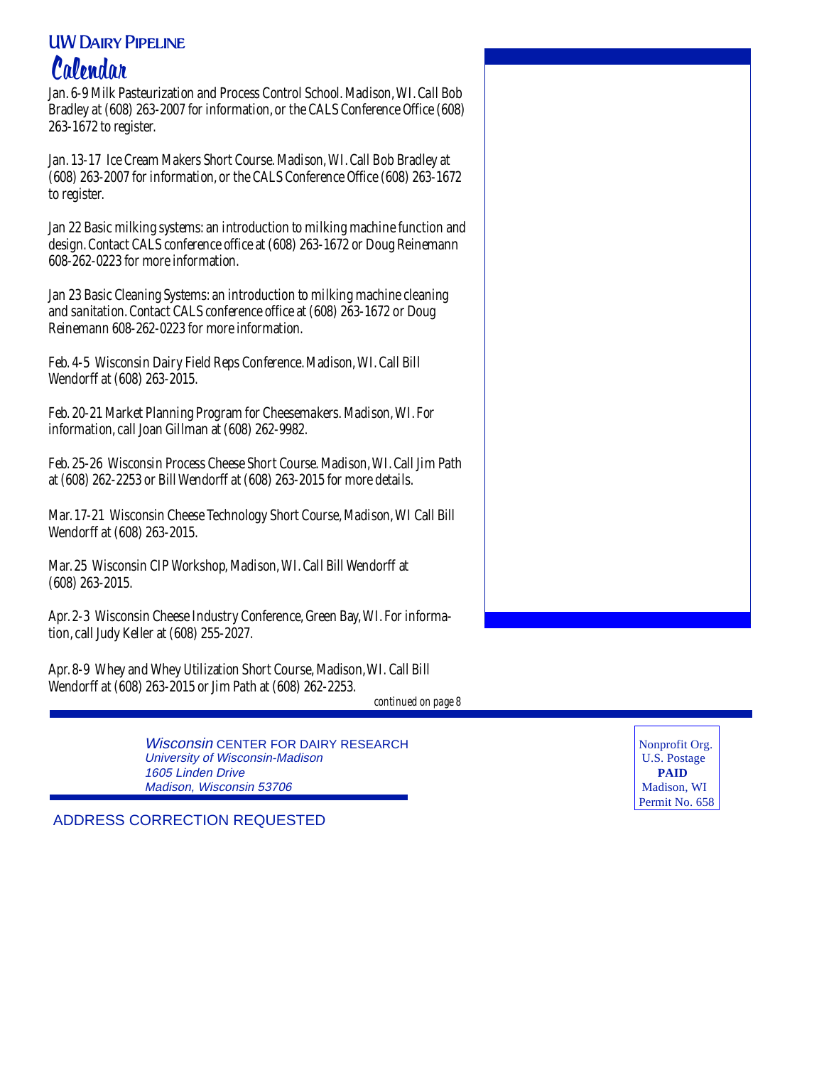# UW Dairy Pipeline

## Calendar

Jan. 6-9 Milk Pasteurization and Process Control School. Madison, WI. Call Bob Bradley at (608) 263-2007 for information, or the CALS Conference Office (608) 263-1672 to register.

Jan. 13-17 Ice Cream Makers Short Course. Madison, WI. Call Bob Bradley at (608) 263-2007 for information, or the CALS Conference Office (608) 263-1672 to register.

Jan 22 Basic milking systems: an introduction to milking machine function and design. Contact CALS conference office at (608) 263-1672 or Doug Reinemann 608-262-0223 for more information.

Jan 23 Basic Cleaning Systems: an introduction to milking machine cleaning and sanitation. Contact CALS conference office at (608) 263-1672 or Doug Reinemann 608-262-0223 for more information.

Feb. 4-5 Wisconsin Dairy Field Reps Conference. Madison, WI. Call Bill Wendorff at (608) 263-2015.

Feb. 20-21 Market Planning Program for Cheesemakers. Madison, WI. For information, call Joan Gillman at (608) 262-9982.

Feb. 25-26 Wisconsin Process Cheese Short Course. Madison, WI. Call Jim Path at (608) 262-2253 or Bill Wendorff at (608) 263-2015 for more details.

Mar. 17-21 Wisconsin Cheese Technology Short Course, Madison, WI Call Bill Wendorff at (608) 263-2015.

Mar. 25 Wisconsin CIP Workshop, Madison, WI. Call Bill Wendorff at (608) 263-2015.

Apr. 2-3 Wisconsin Cheese Industry Conference, Green Bay, WI. For information, call Judy Keller at (608) 255-2027.

Apr. 8-9 Whey and Whey Utilization Short Course, Madison, WI. Call Bill Wendorff at (608) 263-2015 or Jim Path at (608) 262-2253.

*continued on page 8*

*Wisconsin* CENTER FOR DAIRY RESEARCH
*University of Wisconsin-Madison*
*1605 Linden Drive*
*Madison, Wisconsin 53706*

ADDRESS CORRECTION REQUESTED

Nonprofit Org.
U.S. Postage
**PAID**
Madison, WI
Permit No. 658